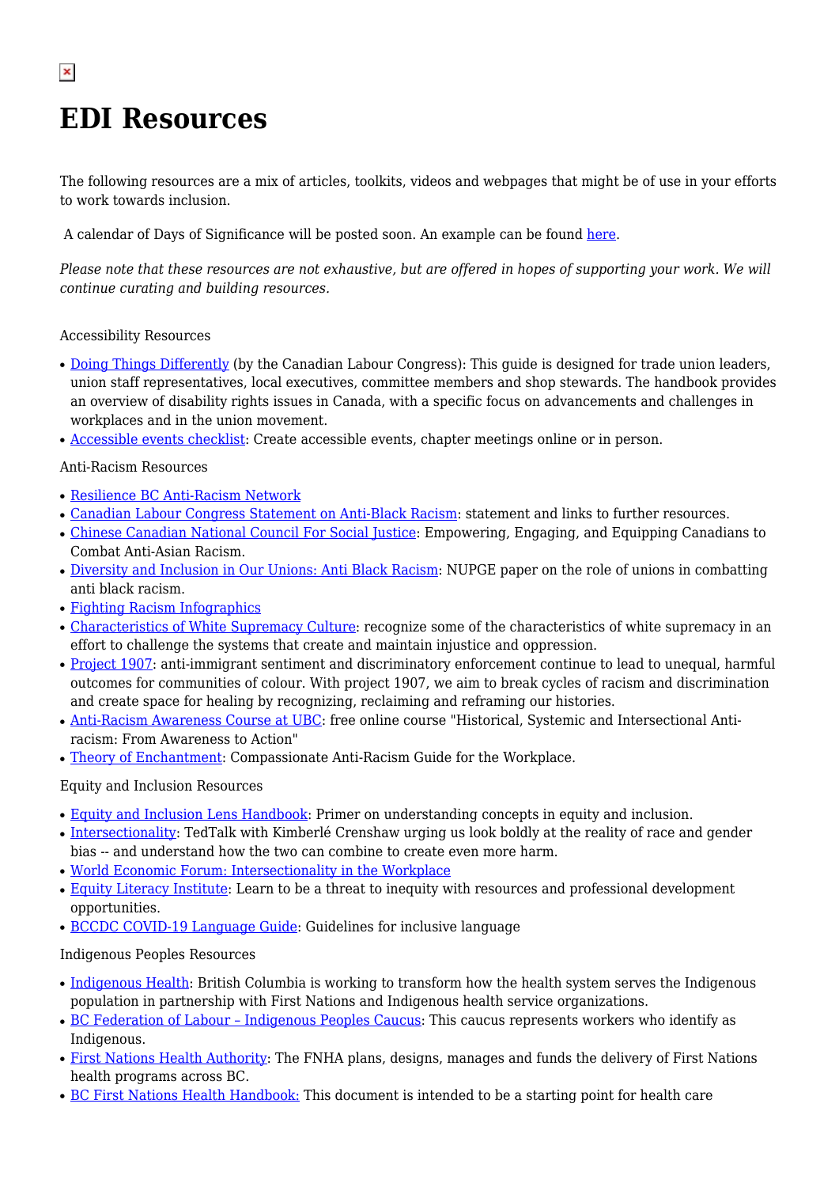# EDI Resources

The following resources are a mix of articles, toolkits, videos and webpages that might be of use in your efforts to work towards inclusion.

A calendar of Days of Significance will be posted soon. An example can be found here.

*Please note that these resources are not exhaustive, but are offered in hopes of supporting your work. We will continue curating and building resources.*

Accessibility Resources

- Doing Things Differently (by the Canadian Labour Congress): This guide is designed for trade union leaders, union staff representatives, local executives, committee members and shop stewards. The handbook provides an overview of disability rights issues in Canada, with a specific focus on advancements and challenges in workplaces and in the union movement.
- Accessible events checklist: Create accessible events, chapter meetings online or in person.

Anti-Racism Resources

- Resilience BC Anti-Racism Network
- Canadian Labour Congress Statement on Anti-Black Racism: statement and links to further resources.
- Chinese Canadian National Council For Social Justice: Empowering, Engaging, and Equipping Canadians to Combat Anti-Asian Racism.
- Diversity and Inclusion in Our Unions: Anti Black Racism: NUPGE paper on the role of unions in combatting anti black racism.
- Fighting Racism Infographics
- Characteristics of White Supremacy Culture: recognize some of the characteristics of white supremacy in an effort to challenge the systems that create and maintain injustice and oppression.
- Project 1907: anti-immigrant sentiment and discriminatory enforcement continue to lead to unequal, harmful outcomes for communities of colour. With project 1907, we aim to break cycles of racism and discrimination and create space for healing by recognizing, reclaiming and reframing our histories.
- Anti-Racism Awareness Course at UBC: free online course "Historical, Systemic and Intersectional Anti-racism: From Awareness to Action"
- Theory of Enchantment: Compassionate Anti-Racism Guide for the Workplace.

Equity and Inclusion Resources

- Equity and Inclusion Lens Handbook: Primer on understanding concepts in equity and inclusion.
- Intersectionality: TedTalk with Kimberlé Crenshaw urging us look boldly at the reality of race and gender bias -- and understand how the two can combine to create even more harm.
- World Economic Forum: Intersectionality in the Workplace
- Equity Literacy Institute: Learn to be a threat to inequity with resources and professional development opportunities.
- BCCDC COVID-19 Language Guide: Guidelines for inclusive language

Indigenous Peoples Resources

- Indigenous Health: British Columbia is working to transform how the health system serves the Indigenous population in partnership with First Nations and Indigenous health service organizations.
- BC Federation of Labour – Indigenous Peoples Caucus: This caucus represents workers who identify as Indigenous.
- First Nations Health Authority: The FNHA plans, designs, manages and funds the delivery of First Nations health programs across BC.
- BC First Nations Health Handbook: This document is intended to be a starting point for health care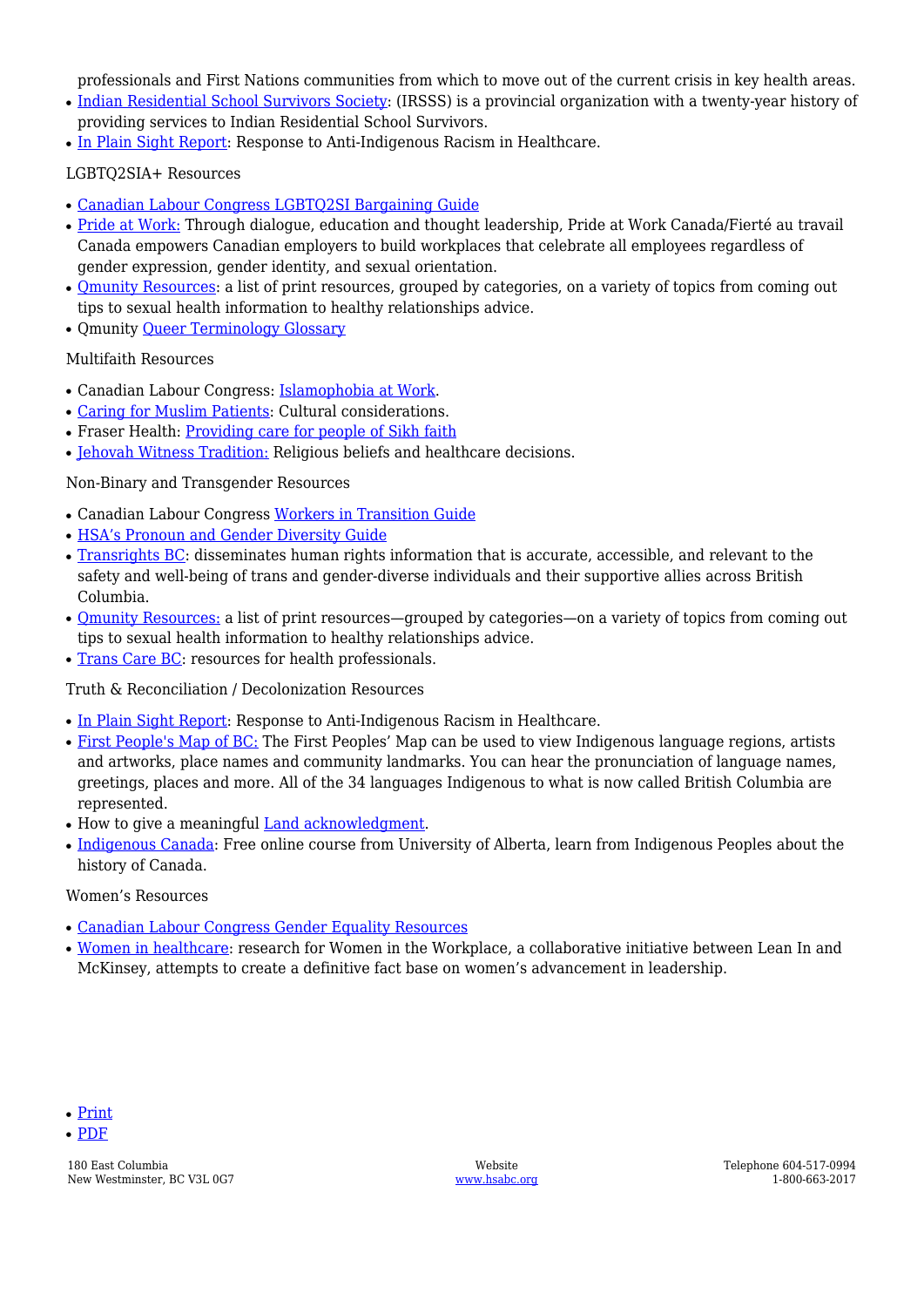professionals and First Nations communities from which to move out of the current crisis in key health areas.

- Indian Residential School Survivors Society: (IRSSS) is a provincial organization with a twenty-year history of providing services to Indian Residential School Survivors.
- In Plain Sight Report: Response to Anti-Indigenous Racism in Healthcare.

LGBTQ2SIA+ Resources

- Canadian Labour Congress LGBTQ2SI Bargaining Guide
- Pride at Work: Through dialogue, education and thought leadership, Pride at Work Canada/Fierté au travail Canada empowers Canadian employers to build workplaces that celebrate all employees regardless of gender expression, gender identity, and sexual orientation.
- Qmunity Resources: a list of print resources, grouped by categories, on a variety of topics from coming out tips to sexual health information to healthy relationships advice.
- Qmunity Queer Terminology Glossary

Multifaith Resources

- Canadian Labour Congress: Islamophobia at Work.
- Caring for Muslim Patients: Cultural considerations.
- Fraser Health: Providing care for people of Sikh faith
- Jehovah Witness Tradition: Religious beliefs and healthcare decisions.

Non-Binary and Transgender Resources

- Canadian Labour Congress Workers in Transition Guide
- HSA's Pronoun and Gender Diversity Guide
- Transrights BC: disseminates human rights information that is accurate, accessible, and relevant to the safety and well-being of trans and gender-diverse individuals and their supportive allies across British Columbia.
- Qmunity Resources: a list of print resources—grouped by categories—on a variety of topics from coming out tips to sexual health information to healthy relationships advice.
- Trans Care BC: resources for health professionals.

Truth & Reconciliation / Decolonization Resources

- In Plain Sight Report: Response to Anti-Indigenous Racism in Healthcare.
- First People's Map of BC: The First Peoples' Map can be used to view Indigenous language regions, artists and artworks, place names and community landmarks. You can hear the pronunciation of language names, greetings, places and more. All of the 34 languages Indigenous to what is now called British Columbia are represented.
- How to give a meaningful Land acknowledgment.
- Indigenous Canada: Free online course from University of Alberta, learn from Indigenous Peoples about the history of Canada.

Women's Resources

- Canadian Labour Congress Gender Equality Resources
- Women in healthcare: research for Women in the Workplace, a collaborative initiative between Lean In and McKinsey, attempts to create a definitive fact base on women's advancement in leadership.

- Print
- PDF

180 East Columbia
New Westminster, BC V3L 0G7

Website
www.hsabc.org

Telephone 604-517-0994
1-800-663-2017